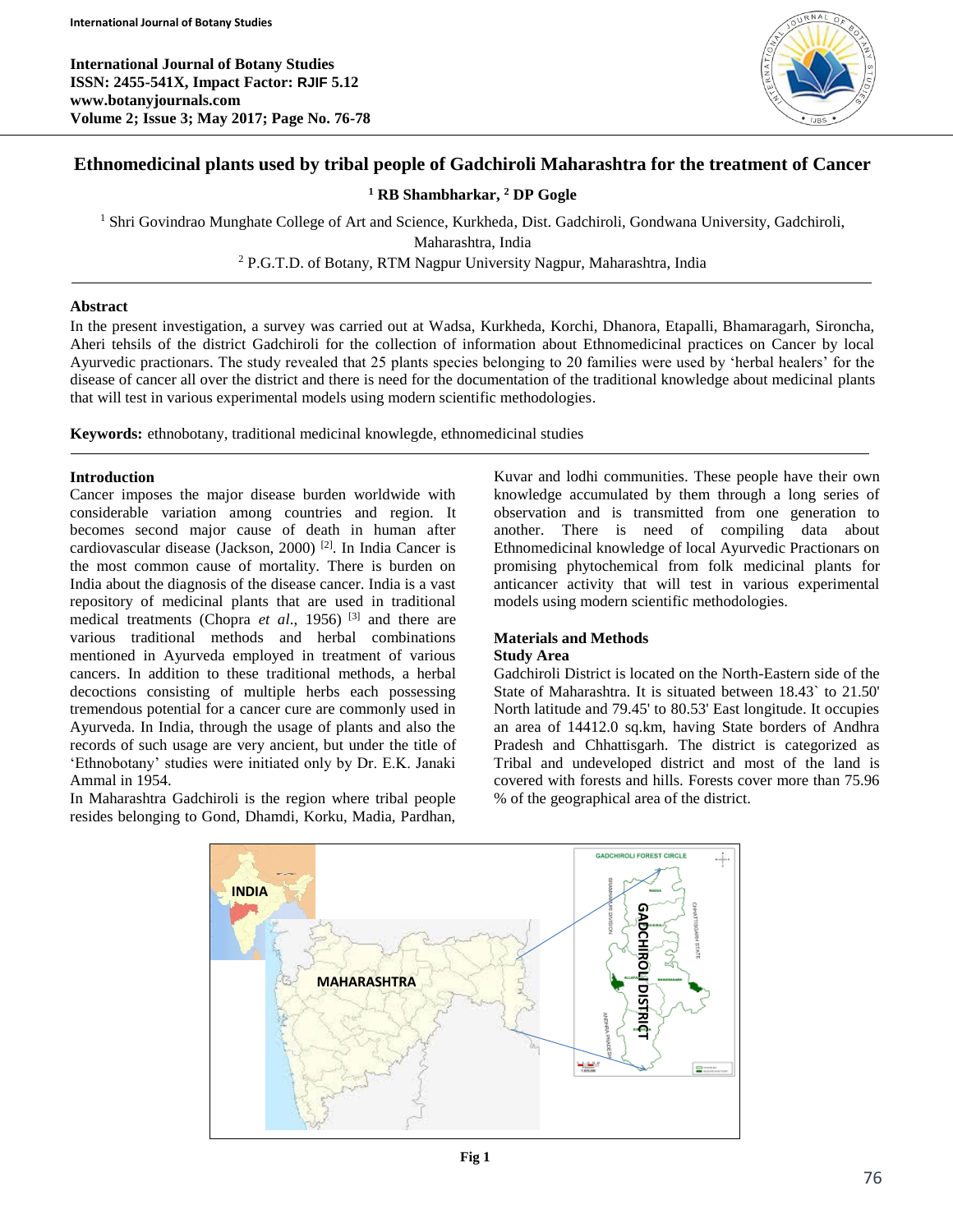# Ethnomedicinal plants used by tribal people of Gadchiroli Maharashtra for the treatment of Cancer

[1] RB Shambharkar, [2] DP Gogle

[1] Shri Govindrao Munghate College of Art and Science, Kurkheda, Dist. Gadchiroli, Gondwana University, Gadchiroli, Maharashtra, India

[2] P.G.T.D. of Botany, RTM Nagpur University Nagpur, Maharashtra, India

## Abstract

In the present investigation, a survey was carried out at Wadsa, Kurkheda, Korchi, Dhanora, Etapalli, Bhamaragarh, Sironcha, Aheri tehsils of the district Gadchiroli for the collection of information about Ethnomedicinal practices on Cancer by local Ayurvedic practionars. The study revealed that 25 plants species belonging to 20 families were used by 'herbal healers' for the disease of cancer all over the district and there is need for the documentation of the traditional knowledge about medicinal plants that will test in various experimental models using modern scientific methodologies.

**Keywords:** ethnobotany, traditional medicinal knowlegde, ethnomedicinal studies

## Introduction

Cancer imposes the major disease burden worldwide with considerable variation among countries and region. It becomes second major cause of death in human after cardiovascular disease (Jackson, 2000) [2]. In India Cancer is the most common cause of mortality. There is burden on India about the diagnosis of the disease cancer. India is a vast repository of medicinal plants that are used in traditional medical treatments (Chopra *et al*., 1956) [3] and there are various traditional methods and herbal combinations mentioned in Ayurveda employed in treatment of various cancers. In addition to these traditional methods, a herbal decoctions consisting of multiple herbs each possessing tremendous potential for a cancer cure are commonly used in Ayurveda. In India, through the usage of plants and also the records of such usage are very ancient, but under the title of 'Ethnobotany' studies were initiated only by Dr. E.K. Janaki Ammal in 1954.

In Maharashtra Gadchiroli is the region where tribal people resides belonging to Gond, Dhamdi, Korku, Madia, Pardhan, Kuvar and lodhi communities. These people have their own knowledge accumulated by them through a long series of observation and is transmitted from one generation to another. There is need of compiling data about Ethnomedicinal knowledge of local Ayurvedic Practionars on promising phytochemical from folk medicinal plants for anticancer activity that will test in various experimental models using modern scientific methodologies.

## Materials and Methods

### Study Area

Gadchiroli District is located on the North-Eastern side of the State of Maharashtra. It is situated between 18.43` to 21.50' North latitude and 79.45' to 80.53' East longitude. It occupies an area of 14412.0 sq.km, having State borders of Andhra Pradesh and Chhattisgarh. The district is categorized as Tribal and undeveloped district and most of the land is covered with forests and hills. Forests cover more than 75.96 % of the geographical area of the district.

**Fig 1**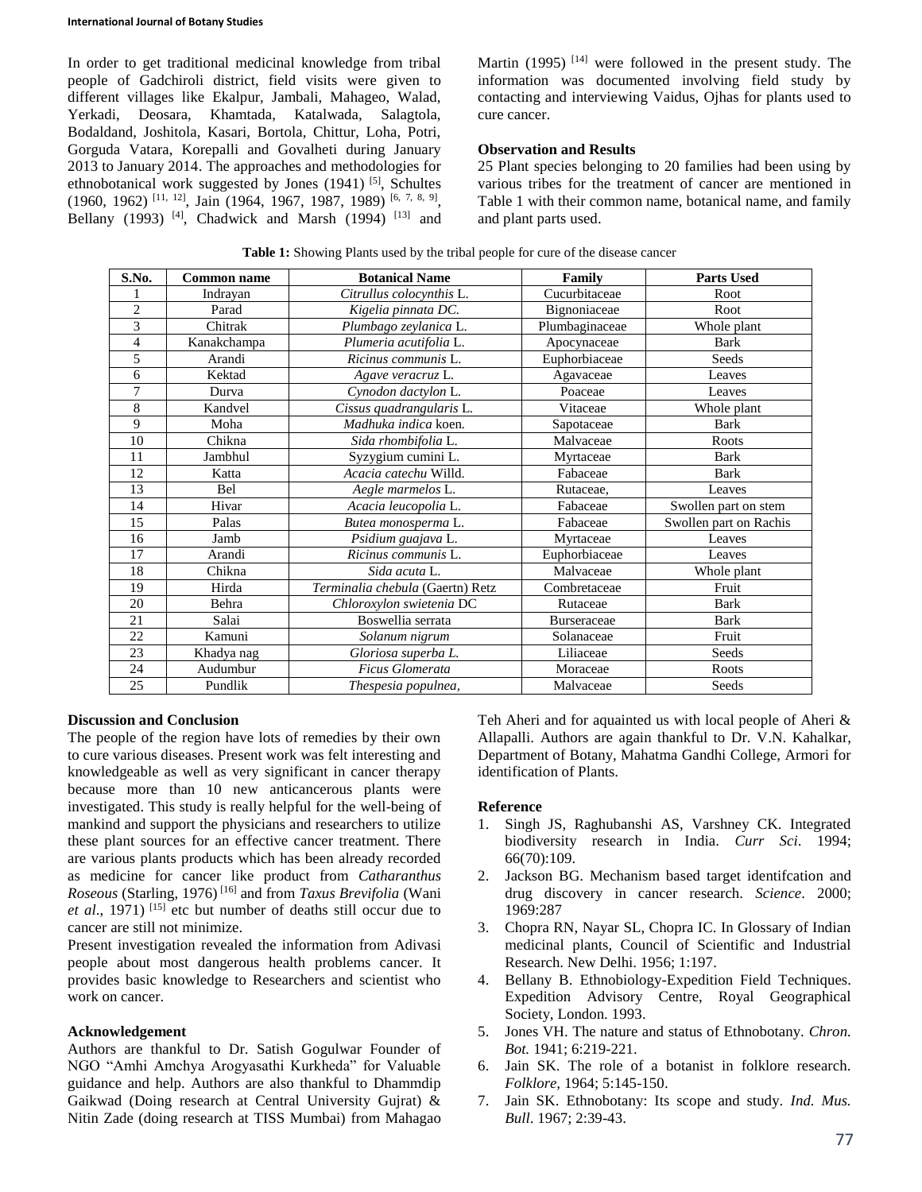In order to get traditional medicinal knowledge from tribal people of Gadchiroli district, field visits were given to different villages like Ekalpur, Jambali, Mahageo, Walad, Yerkadi, Deosara, Khamtada, Katalwada, Salagtola, Bodaldand, Joshitola, Kasari, Bortola, Chittur, Loha, Potri, Gorguda Vatara, Korepalli and Govalheti during January 2013 to January 2014. The approaches and methodologies for ethnobotanical work suggested by Jones (1941) [5], Schultes (1960, 1962) [11, 12], Jain (1964, 1967, 1987, 1989) [6, 7, 8, 9], Bellany (1993) [4], Chadwick and Marsh (1994) [13] and Martin (1995) [14] were followed in the present study. The information was documented involving field study by contacting and interviewing Vaidus, Ojhas for plants used to cure cancer.

**Observation and Results**

25 Plant species belonging to 20 families had been using by various tribes for the treatment of cancer are mentioned in Table 1 with their common name, botanical name, and family and plant parts used.

**Table 1:** Showing Plants used by the tribal people for cure of the disease cancer

| S.No. | Common name | Botanical Name | Family | Parts Used |
|---|---|---|---|---|
| 1 | Indrayan | *Citrullus colocynthis* L. | Cucurbitaceae | Root |
| 2 | Parad | *Kigelia pinnata DC.* | Bignoniaceae | Root |
| 3 | Chitrak | *Plumbago zeylanica* L. | Plumbaginaceae | Whole plant |
| 4 | Kanakchampa | *Plumeria acutifolia* L. | Apocynaceae | Bark |
| 5 | Arandi | *Ricinus communis* L. | Euphorbiaceae | Seeds |
| 6 | Kektad | *Agave veracruz* L. | Agavaceae | Leaves |
| 7 | Durva | *Cynodon dactylon* L. | Poaceae | Leaves |
| 8 | Kandvel | *Cissus quadrangularis* L. | Vitaceae | Whole plant |
| 9 | Moha | *Madhuka indica* koen. | Sapotaceae | Bark |
| 10 | Chikna | *Sida rhombifolia* L. | Malvaceae | Roots |
| 11 | Jambhul | Syzygium cumini L. | Myrtaceae | Bark |
| 12 | Katta | *Acacia catechu* Willd. | Fabaceae | Bark |
| 13 | Bel | *Aegle marmelos* L. | Rutaceae, | Leaves |
| 14 | Hivar | *Acacia leucopolia* L. | Fabaceae | Swollen part on stem |
| 15 | Palas | *Butea monosperma* L. | Fabaceae | Swollen part on Rachis |
| 16 | Jamb | *Psidium guajava* L. | Myrtaceae | Leaves |
| 17 | Arandi | *Ricinus communis* L. | Euphorbiaceae | Leaves |
| 18 | Chikna | *Sida acuta* L. | Malvaceae | Whole plant |
| 19 | Hirda | *Terminalia chebula* (Gaertn) Retz | Combretaceae | Fruit |
| 20 | Behra | *Chloroxylon swietenia* DC | Rutaceae | Bark |
| 21 | Salai | Boswellia serrata | Burseraceae | Bark |
| 22 | Kamuni | *Solanum nigrum* | Solanaceae | Fruit |
| 23 | Khadya nag | *Gloriosa superba L.* | Liliaceae | Seeds |
| 24 | Audumbur | *Ficus Glomerata* | Moraceae | Roots |
| 25 | Pundlik | *Thespesia populnea,* | Malvaceae | Seeds |

**Discussion and Conclusion**

The people of the region have lots of remedies by their own to cure various diseases. Present work was felt interesting and knowledgeable as well as very significant in cancer therapy because more than 10 new anticancerous plants were investigated. This study is really helpful for the well-being of mankind and support the physicians and researchers to utilize these plant sources for an effective cancer treatment. There are various plants products which has been already recorded as medicine for cancer like product from *Catharanthus Roseous* (Starling, 1976) [16] and from *Taxus Brevifolia* (Wani *et al*., 1971) [15] etc but number of deaths still occur due to cancer are still not minimize.

Present investigation revealed the information from Adivasi people about most dangerous health problems cancer. It provides basic knowledge to Researchers and scientist who work on cancer.

**Acknowledgement**

Authors are thankful to Dr. Satish Gogulwar Founder of NGO "Amhi Amchya Arogyasathi Kurkheda" for Valuable guidance and help. Authors are also thankful to Dhammdip Gaikwad (Doing research at Central University Gujrat) & Nitin Zade (doing research at TISS Mumbai) from Mahagao Teh Aheri and for aquainted us with local people of Aheri & Allapalli. Authors are again thankful to Dr. V.N. Kahalkar, Department of Botany, Mahatma Gandhi College, Armori for identification of Plants.

**Reference**

1. Singh JS, Raghubanshi AS, Varshney CK. Integrated biodiversity research in India. *Curr Sci*. 1994; 66(70):109.
2. Jackson BG. Mechanism based target identifcation and drug discovery in cancer research. *Science*. 2000; 1969:287
3. Chopra RN, Nayar SL, Chopra IC. In Glossary of Indian medicinal plants, Council of Scientific and Industrial Research. New Delhi. 1956; 1:197.
4. Bellany B. Ethnobiology-Expedition Field Techniques. Expedition Advisory Centre, Royal Geographical Society, London. 1993.
5. Jones VH. The nature and status of Ethnobotany. *Chron. Bot.* 1941; 6:219-221.
6. Jain SK. The role of a botanist in folklore research. *Folklore*, 1964; 5:145-150.
7. Jain SK. Ethnobotany: Its scope and study. *Ind. Mus. Bull*. 1967; 2:39-43.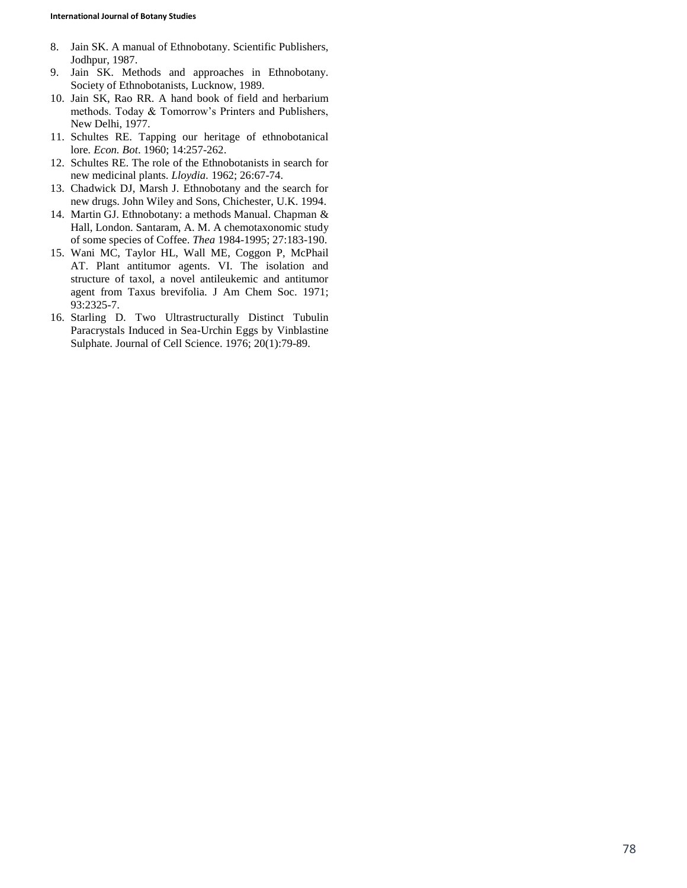8. Jain SK. A manual of Ethnobotany. Scientific Publishers, Jodhpur, 1987.
9. Jain SK. Methods and approaches in Ethnobotany. Society of Ethnobotanists, Lucknow, 1989.
10. Jain SK, Rao RR. A hand book of field and herbarium methods. Today & Tomorrow's Printers and Publishers, New Delhi, 1977.
11. Schultes RE. Tapping our heritage of ethnobotanical lore. *Econ. Bot*. 1960; 14:257-262.
12. Schultes RE. The role of the Ethnobotanists in search for new medicinal plants. *Lloydia*. 1962; 26:67-74.
13. Chadwick DJ, Marsh J. Ethnobotany and the search for new drugs. John Wiley and Sons, Chichester, U.K. 1994.
14. Martin GJ. Ethnobotany: a methods Manual. Chapman & Hall, London. Santaram, A. M. A chemotaxonomic study of some species of Coffee. *Thea* 1984-1995; 27:183-190.
15. Wani MC, Taylor HL, Wall ME, Coggon P, McPhail AT. Plant antitumor agents. VI. The isolation and structure of taxol, a novel antileukemic and antitumor agent from Taxus brevifolia. J Am Chem Soc. 1971; 93:2325-7.
16. Starling D. Two Ultrastructurally Distinct Tubulin Paracrystals Induced in Sea-Urchin Eggs by Vinblastine Sulphate. Journal of Cell Science. 1976; 20(1):79-89.